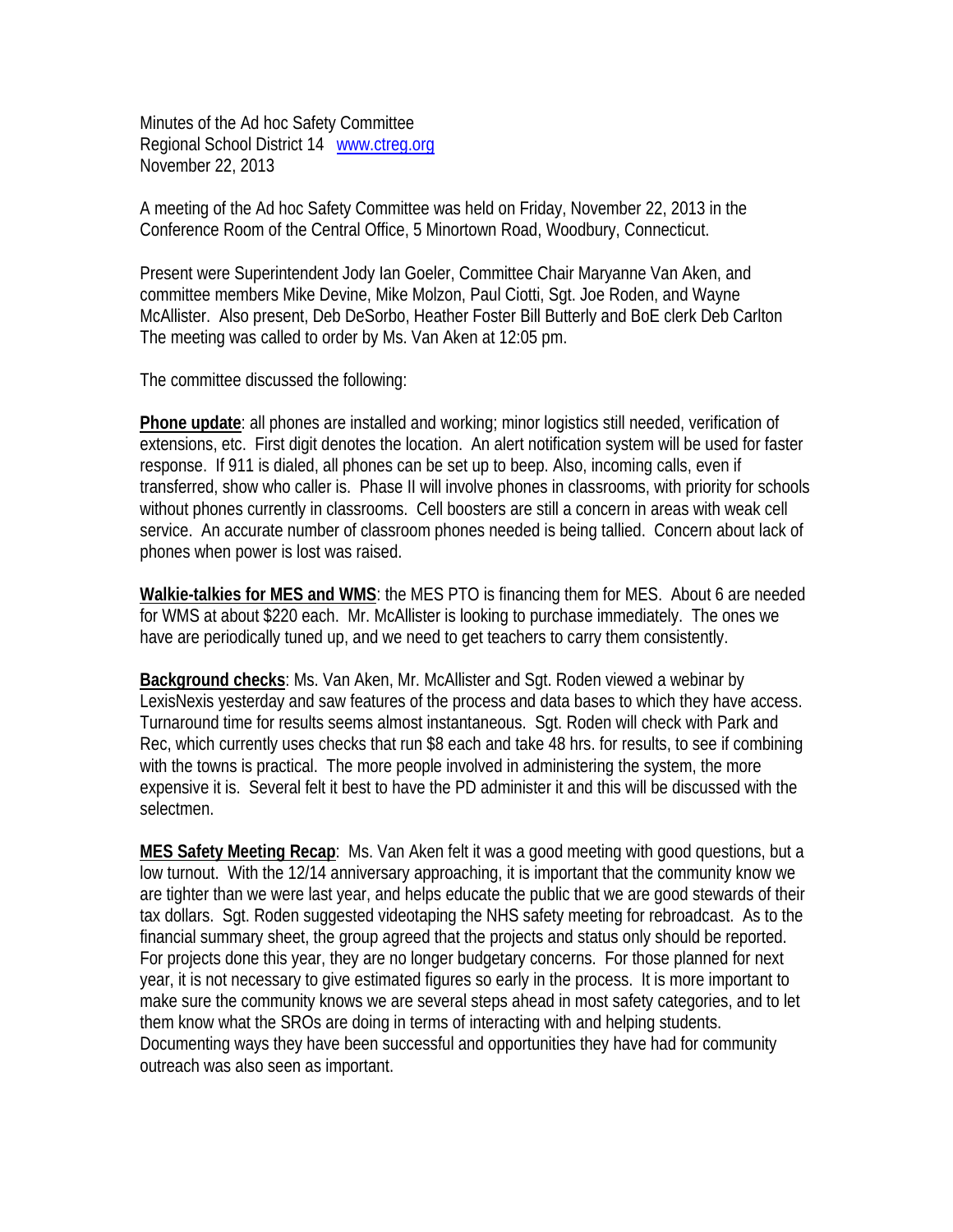Minutes of the Ad hoc Safety Committee
Regional School District 14 [www.ctreg.org](http://www.ctreg.org)
November 22, 2013

A meeting of the Ad hoc Safety Committee was held on Friday, November 22, 2013 in the Conference Room of the Central Office, 5 Minortown Road, Woodbury, Connecticut.

Present were Superintendent Jody Ian Goeler, Committee Chair Maryanne Van Aken, and committee members Mike Devine, Mike Molzon, Paul Ciotti, Sgt. Joe Roden, and Wayne McAllister. Also present, Deb DeSorbo, Heather Foster Bill Butterly and BoE clerk Deb Carlton The meeting was called to order by Ms. Van Aken at 12:05 pm.

The committee discussed the following:

**Phone update**: all phones are installed and working; minor logistics still needed, verification of extensions, etc. First digit denotes the location. An alert notification system will be used for faster response. If 911 is dialed, all phones can be set up to beep. Also, incoming calls, even if transferred, show who caller is. Phase II will involve phones in classrooms, with priority for schools without phones currently in classrooms. Cell boosters are still a concern in areas with weak cell service. An accurate number of classroom phones needed is being tallied. Concern about lack of phones when power is lost was raised.

**Walkie-talkies for MES and WMS**: the MES PTO is financing them for MES. About 6 are needed for WMS at about $220 each. Mr. McAllister is looking to purchase immediately. The ones we have are periodically tuned up, and we need to get teachers to carry them consistently.

**Background checks**: Ms. Van Aken, Mr. McAllister and Sgt. Roden viewed a webinar by LexisNexis yesterday and saw features of the process and data bases to which they have access. Turnaround time for results seems almost instantaneous. Sgt. Roden will check with Park and Rec, which currently uses checks that run $8 each and take 48 hrs. for results, to see if combining with the towns is practical. The more people involved in administering the system, the more expensive it is. Several felt it best to have the PD administer it and this will be discussed with the selectmen.

**MES Safety Meeting Recap**: Ms. Van Aken felt it was a good meeting with good questions, but a low turnout. With the 12/14 anniversary approaching, it is important that the community know we are tighter than we were last year, and helps educate the public that we are good stewards of their tax dollars. Sgt. Roden suggested videotaping the NHS safety meeting for rebroadcast. As to the financial summary sheet, the group agreed that the projects and status only should be reported. For projects done this year, they are no longer budgetary concerns. For those planned for next year, it is not necessary to give estimated figures so early in the process. It is more important to make sure the community knows we are several steps ahead in most safety categories, and to let them know what the SROs are doing in terms of interacting with and helping students. Documenting ways they have been successful and opportunities they have had for community outreach was also seen as important.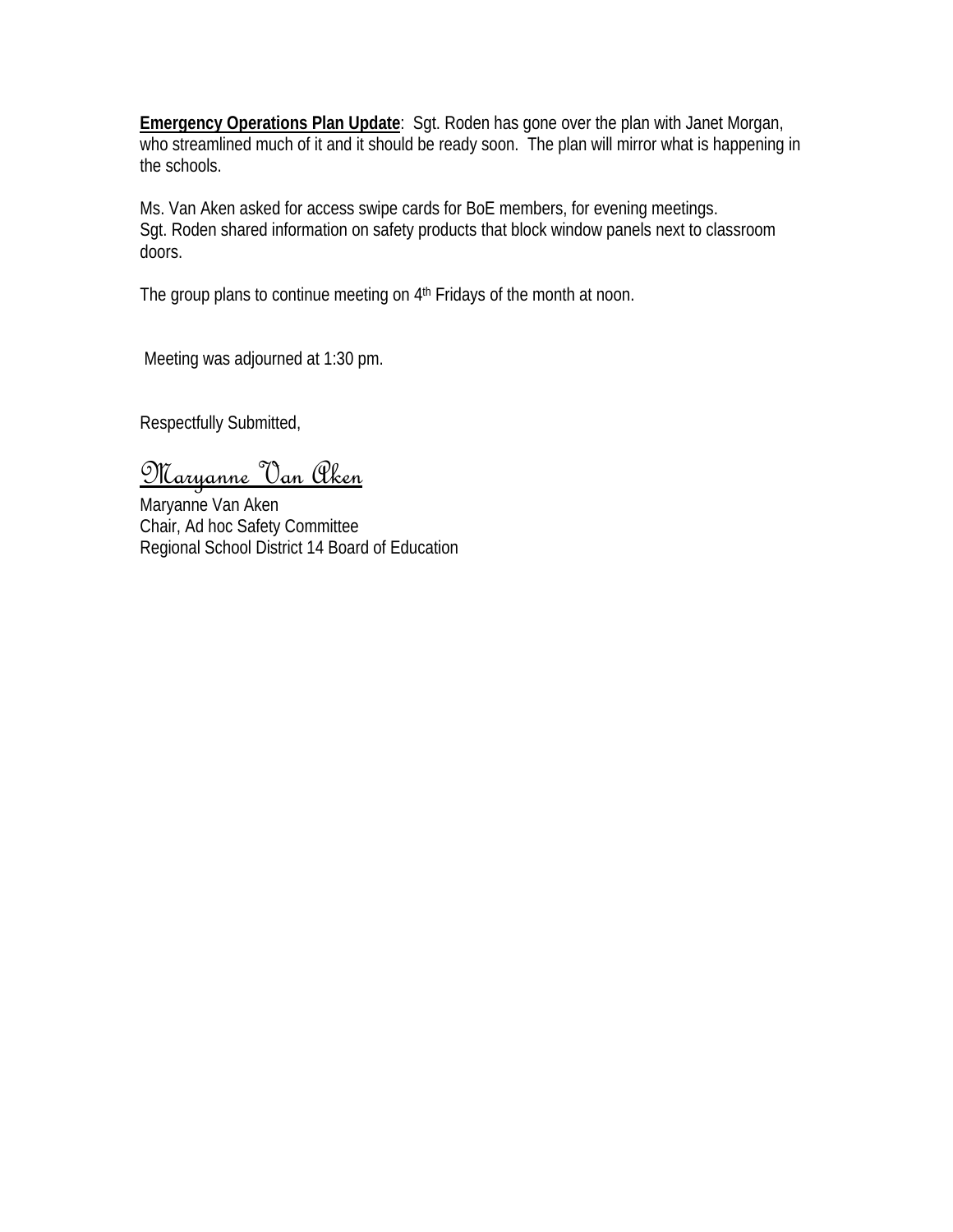**Emergency Operations Plan Update**: Sgt. Roden has gone over the plan with Janet Morgan, who streamlined much of it and it should be ready soon. The plan will mirror what is happening in the schools.

Ms. Van Aken asked for access swipe cards for BoE members, for evening meetings.
Sgt. Roden shared information on safety products that block window panels next to classroom doors.

The group plans to continue meeting on 4th Fridays of the month at noon.

Meeting was adjourned at 1:30 pm.

Respectfully Submitted,

*Maryanne Van Aken*

Maryanne Van Aken
Chair, Ad hoc Safety Committee
Regional School District 14 Board of Education